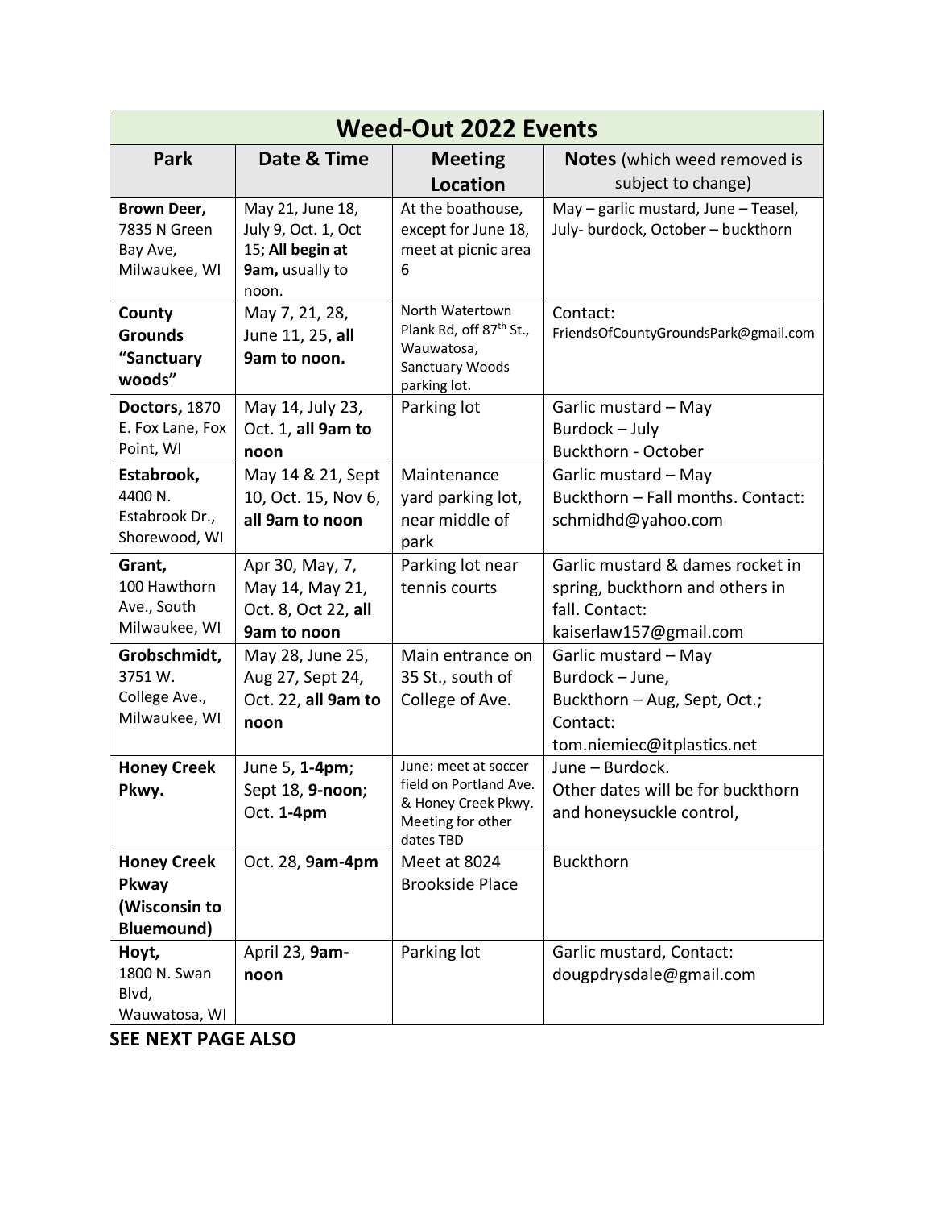| Weed-Out 2022 Events | | | |
|---|---|---|---|
| **Park** | **Date & Time** | **Meeting Location** | **Notes** (which weed removed is subject to change) |
| **Brown Deer,** 7835 N Green Bay Ave, Milwaukee, WI | May 21, June 18, July 9, Oct. 1, Oct 15; **All begin at 9am,** usually to noon. | At the boathouse, except for June 18, meet at picnic area 6 | May – garlic mustard, June – Teasel, July- burdock, October – buckthorn |
| **County Grounds "Sanctuary woods"** | May 7, 21, 28, June 11, 25, **all 9am to noon.** | North Watertown Plank Rd, off 87th St., Wauwatosa, Sanctuary Woods parking lot. | Contact: FriendsOfCountyGroundsPark@gmail.com |
| **Doctors,** 1870 E. Fox Lane, Fox Point, WI | May 14, July 23, Oct. 1, **all 9am to noon** | Parking lot | Garlic mustard – May<br>Burdock – July<br>Buckthorn - October |
| **Estabrook,** 4400 N. Estabrook Dr., Shorewood, WI | May 14 & 21, Sept 10, Oct. 15, Nov 6, **all 9am to noon** | Maintenance yard parking lot, near middle of park | Garlic mustard – May<br>Buckthorn – Fall months. Contact: schmidhd@yahoo.com |
| **Grant,** 100 Hawthorn Ave., South Milwaukee, WI | Apr 30, May, 7, May 14, May 21, Oct. 8, Oct 22, **all 9am to noon** | Parking lot near tennis courts | Garlic mustard & dames rocket in spring, buckthorn and others in fall. Contact: kaiserlaw157@gmail.com |
| **Grobschmidt,** 3751 W. College Ave., Milwaukee, WI | May 28, June 25, Aug 27, Sept 24, Oct. 22, **all 9am to noon** | Main entrance on 35 St., south of College of Ave. | Garlic mustard – May<br>Burdock – June,<br>Buckthorn – Aug, Sept, Oct.;<br>Contact: tom.niemiec@itplastics.net |
| **Honey Creek Pkwy.** | June 5, **1-4pm**; Sept 18, **9-noon**; Oct. **1-4pm** | June: meet at soccer field on Portland Ave. & Honey Creek Pkwy. Meeting for other dates TBD | June – Burdock.<br>Other dates will be for buckthorn and honeysuckle control, |
| **Honey Creek Pkway (Wisconsin to Bluemound)** | Oct. 28, **9am-4pm** | Meet at 8024 Brookside Place | Buckthorn |
| **Hoyt,** 1800 N. Swan Blvd, Wauwatosa, WI | April 23, **9am-noon** | Parking lot | Garlic mustard, Contact: dougpdrysdale@gmail.com |

**SEE NEXT PAGE ALSO**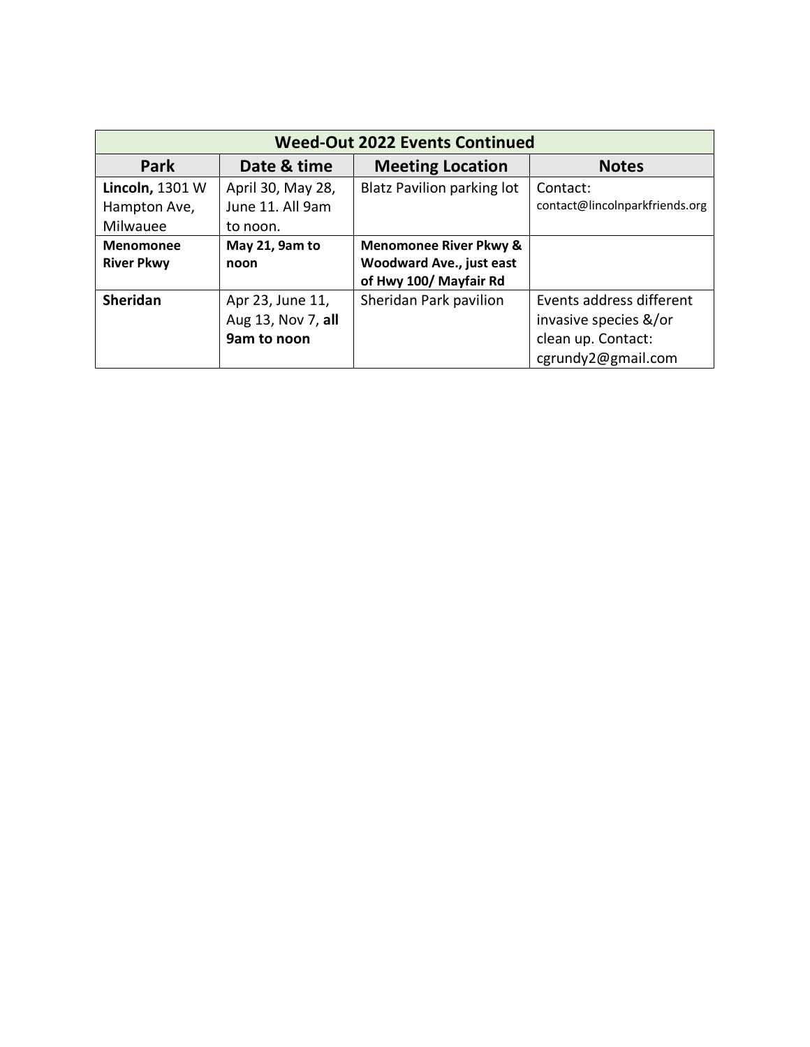| Weed-Out 2022 Events Continued | | | |
|---|---|---|---|
| **Park** | **Date & time** | **Meeting Location** | **Notes** |
| **Lincoln,** 1301 W Hampton Ave, Milwauee | April 30, May 28, June 11. All 9am to noon. | Blatz Pavilion parking lot | Contact: contact@lincolnparkfriends.org |
| **Menomonee River Pkwy** | **May 21, 9am to noon** | **Menomonee River Pkwy & Woodward Ave., just east of Hwy 100/ Mayfair Rd** | |
| **Sheridan** | Apr 23, June 11, Aug 13, Nov 7, **all 9am to noon** | Sheridan Park pavilion | Events address different invasive species &/or clean up. Contact: cgrundy2@gmail.com |